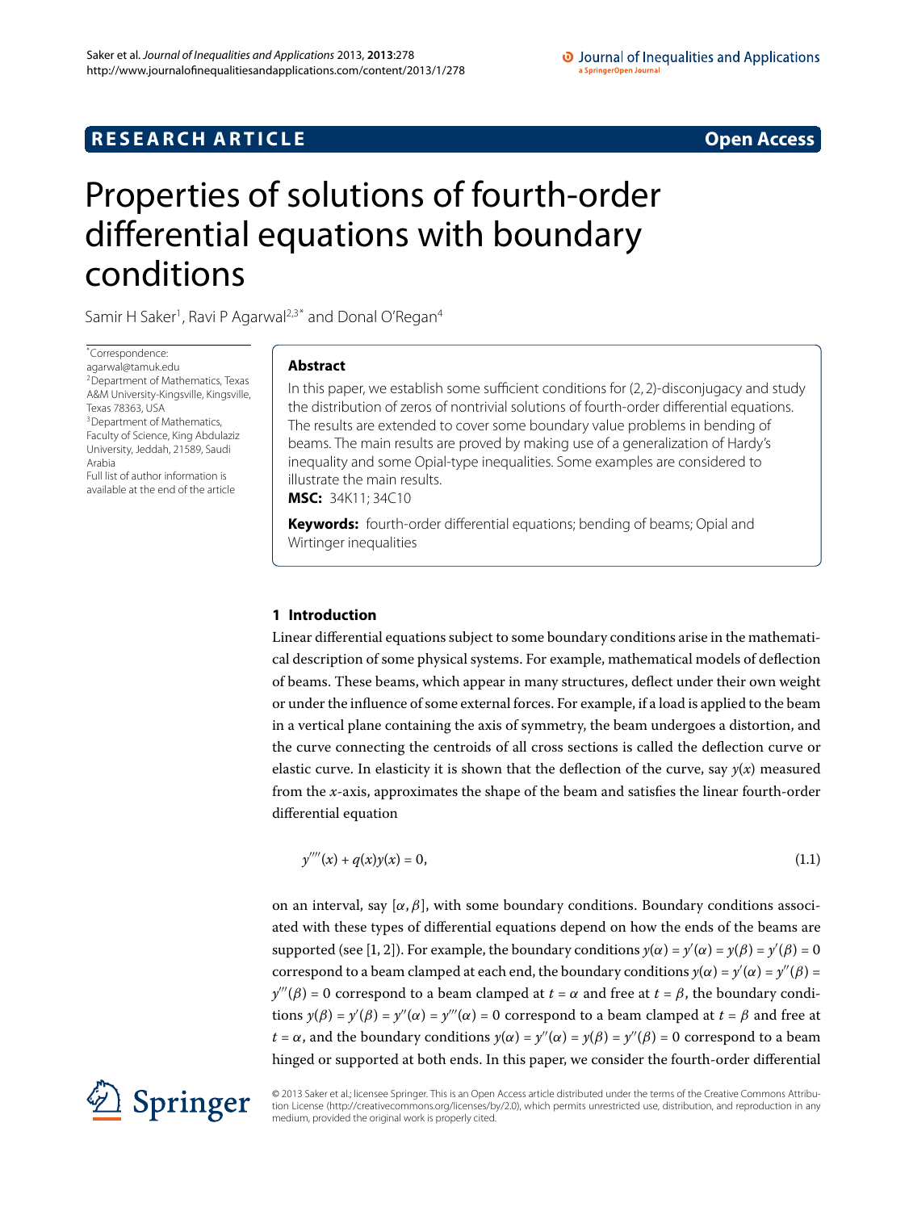**RESEARCH ARTICLE** **Open Access**

# Properties of solutions of fourth-order differential equations with boundary conditions

Samir H Saker[1], Ravi P Agarwal[2,3*] and Donal O'Regan[4]

*Correspondence: agarwal@tamuk.edu
[2]Department of Mathematics, Texas A&M University-Kingsville, Kingsville, Texas 78363, USA
[3]Department of Mathematics, Faculty of Science, King Abdulaziz University, Jeddah, 21589, Saudi Arabia
Full list of author information is available at the end of the article

## Abstract

In this paper, we establish some sufficient conditions for $(2,2)$-disconjugacy and study the distribution of zeros of nontrivial solutions of fourth-order differential equations. The results are extended to cover some boundary value problems in bending of beams. The main results are proved by making use of a generalization of Hardy's inequality and some Opial-type inequalities. Some examples are considered to illustrate the main results.

**MSC:** 34K11; 34C10

**Keywords:** fourth-order differential equations; bending of beams; Opial and Wirtinger inequalities

## 1 Introduction

Linear differential equations subject to some boundary conditions arise in the mathematical description of some physical systems. For example, mathematical models of deflection of beams. These beams, which appear in many structures, deflect under their own weight or under the influence of some external forces. For example, if a load is applied to the beam in a vertical plane containing the axis of symmetry, the beam undergoes a distortion, and the curve connecting the centroids of all cross sections is called the deflection curve or elastic curve. In elasticity it is shown that the deflection of the curve, say $y(x)$ measured from the $x$-axis, approximates the shape of the beam and satisfies the linear fourth-order differential equation

$$y''''(x) + q(x)y(x) = 0, \tag{1.1}$$

on an interval, say $[\alpha,\beta]$, with some boundary conditions. Boundary conditions associated with these types of differential equations depend on how the ends of the beams are supported (see [1, 2]). For example, the boundary conditions $y(\alpha) = y'(\alpha) = y(\beta) = y'(\beta) = 0$ correspond to a beam clamped at each end, the boundary conditions $y(\alpha) = y'(\alpha) = y''(\beta) = y'''(\beta) = 0$ correspond to a beam clamped at $t = \alpha$ and free at $t = \beta$, the boundary conditions $y(\beta) = y'(\beta) = y''(\alpha) = y'''(\alpha) = 0$ correspond to a beam clamped at $t = \beta$ and free at $t = \alpha$, and the boundary conditions $y(\alpha) = y''(\alpha) = y(\beta) = y''(\beta) = 0$ correspond to a beam hinged or supported at both ends. In this paper, we consider the fourth-order differential

© 2013 Saker et al.; licensee Springer. This is an Open Access article distributed under the terms of the Creative Commons Attribution License (http://creativecommons.org/licenses/by/2.0), which permits unrestricted use, distribution, and reproduction in any medium, provided the original work is properly cited.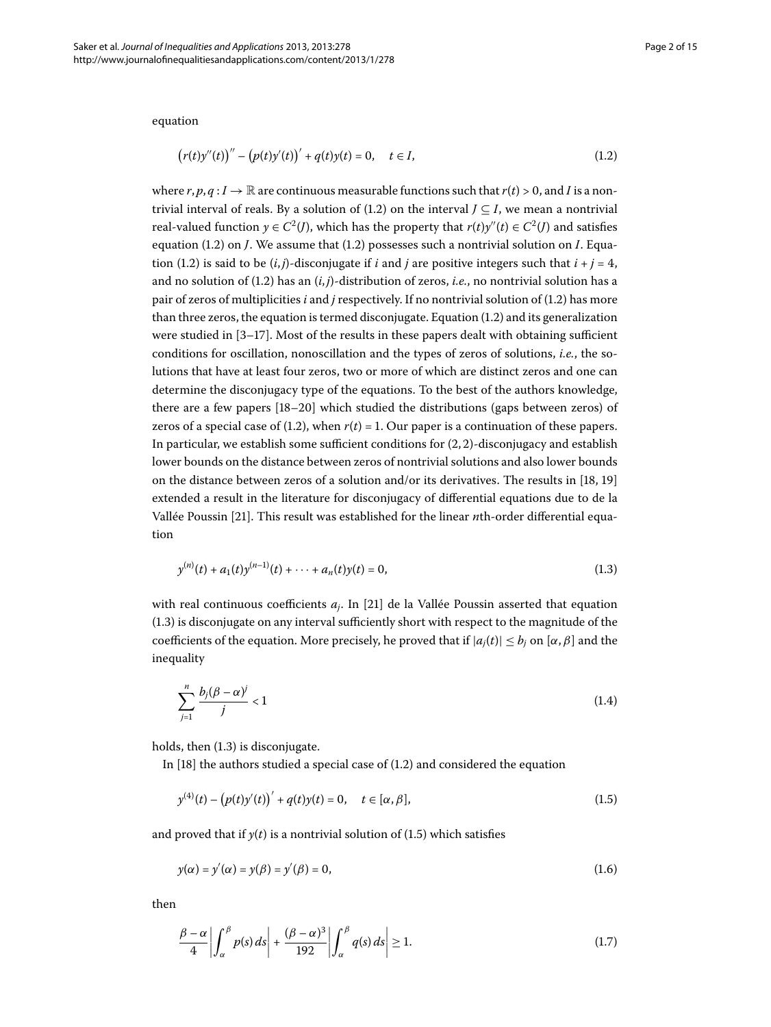equation

$$\left(r(t)y''(t)\right)'' - \left(p(t)y'(t)\right)' + q(t)y(t) = 0, \quad t \in I, \tag{1.2}$$

where $r, p, q : I \to \mathbb{R}$ are continuous measurable functions such that $r(t) > 0$, and $I$ is a nontrivial interval of reals. By a solution of (1.2) on the interval $J \subseteq I$, we mean a nontrivial real-valued function $y \in C^2(J)$, which has the property that $r(t)y''(t) \in C^2(J)$ and satisfies equation (1.2) on $J$. We assume that (1.2) possesses such a nontrivial solution on $I$. Equation (1.2) is said to be $(i, j)$-disconjugate if $i$ and $j$ are positive integers such that $i + j = 4$, and no solution of (1.2) has an $(i, j)$-distribution of zeros, *i.e.*, no nontrivial solution has a pair of zeros of multiplicities $i$ and $j$ respectively. If no nontrivial solution of (1.2) has more than three zeros, the equation is termed disconjugate. Equation (1.2) and its generalization were studied in [3–17]. Most of the results in these papers dealt with obtaining sufficient conditions for oscillation, nonoscillation and the types of zeros of solutions, *i.e.*, the solutions that have at least four zeros, two or more of which are distinct zeros and one can determine the disconjugacy type of the equations. To the best of the authors knowledge, there are a few papers [18–20] which studied the distributions (gaps between zeros) of zeros of a special case of (1.2), when $r(t) = 1$. Our paper is a continuation of these papers. In particular, we establish some sufficient conditions for $(2, 2)$-disconjugacy and establish lower bounds on the distance between zeros of nontrivial solutions and also lower bounds on the distance between zeros of a solution and/or its derivatives. The results in [18, 19] extended a result in the literature for disconjugacy of differential equations due to de la Vallée Poussin [21]. This result was established for the linear $n$th-order differential equation

$$y^{(n)}(t) + a_1(t)y^{(n-1)}(t) + \cdots + a_n(t)y(t) = 0, \tag{1.3}$$

with real continuous coefficients $a_j$. In [21] de la Vallée Poussin asserted that equation (1.3) is disconjugate on any interval sufficiently short with respect to the magnitude of the coefficients of the equation. More precisely, he proved that if $|a_j(t)| \leq b_j$ on $[\alpha, \beta]$ and the inequality

$$\sum_{j=1}^{n} \frac{b_j(\beta - \alpha)^j}{j} < 1 \tag{1.4}$$

holds, then (1.3) is disconjugate.

In [18] the authors studied a special case of (1.2) and considered the equation

$$y^{(4)}(t) - \left(p(t)y'(t)\right)' + q(t)y(t) = 0, \quad t \in [\alpha, \beta], \tag{1.5}$$

and proved that if $y(t)$ is a nontrivial solution of (1.5) which satisfies

$$y(\alpha) = y'(\alpha) = y(\beta) = y'(\beta) = 0, \tag{1.6}$$

then

$$\frac{\beta - \alpha}{4}\left|\int_\alpha^\beta p(s)\,ds\right| + \frac{(\beta - \alpha)^3}{192}\left|\int_\alpha^\beta q(s)\,ds\right| \geq 1. \tag{1.7}$$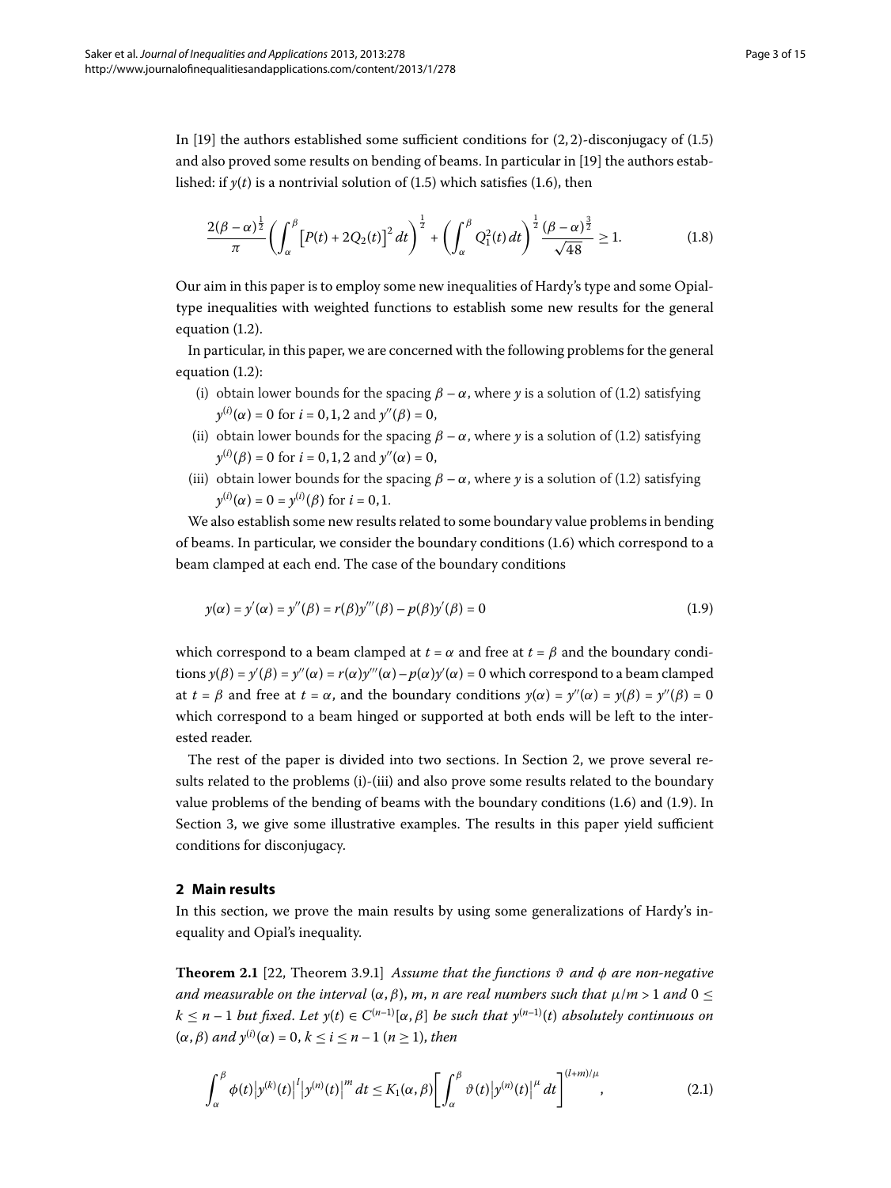In [19] the authors established some sufficient conditions for $(2,2)$-disconjugacy of (1.5) and also proved some results on bending of beams. In particular in [19] the authors established: if $y(t)$ is a nontrivial solution of (1.5) which satisfies (1.6), then

$$\frac{2(\beta-\alpha)^{\frac{1}{2}}}{\pi}\left(\int_{\alpha}^{\beta}\left[P(t)+2Q_2(t)\right]^2 dt\right)^{\frac{1}{2}}+\left(\int_{\alpha}^{\beta}Q_1^2(t)\,dt\right)^{\frac{1}{2}}\frac{(\beta-\alpha)^{\frac{3}{2}}}{\sqrt{48}}\geq 1. \tag{1.8}$$

Our aim in this paper is to employ some new inequalities of Hardy's type and some Opial-type inequalities with weighted functions to establish some new results for the general equation (1.2).

In particular, in this paper, we are concerned with the following problems for the general equation (1.2):

(i) obtain lower bounds for the spacing $\beta-\alpha$, where $y$ is a solution of (1.2) satisfying $y^{(i)}(\alpha)=0$ for $i=0,1,2$ and $y''(\beta)=0$,

(ii) obtain lower bounds for the spacing $\beta-\alpha$, where $y$ is a solution of (1.2) satisfying $y^{(i)}(\beta)=0$ for $i=0,1,2$ and $y''(\alpha)=0$,

(iii) obtain lower bounds for the spacing $\beta-\alpha$, where $y$ is a solution of (1.2) satisfying $y^{(i)}(\alpha)=0=y^{(i)}(\beta)$ for $i=0,1$.

We also establish some new results related to some boundary value problems in bending of beams. In particular, we consider the boundary conditions (1.6) which correspond to a beam clamped at each end. The case of the boundary conditions

$$y(\alpha)=y'(\alpha)=y''(\beta)=r(\beta)y'''(\beta)-p(\beta)y'(\beta)=0 \tag{1.9}$$

which correspond to a beam clamped at $t=\alpha$ and free at $t=\beta$ and the boundary conditions $y(\beta)=y'(\beta)=y''(\alpha)=r(\alpha)y'''(\alpha)-p(\alpha)y'(\alpha)=0$ which correspond to a beam clamped at $t=\beta$ and free at $t=\alpha$, and the boundary conditions $y(\alpha)=y''(\alpha)=y(\beta)=y''(\beta)=0$ which correspond to a beam hinged or supported at both ends will be left to the interested reader.

The rest of the paper is divided into two sections. In Section 2, we prove several results related to the problems (i)-(iii) and also prove some results related to the boundary value problems of the bending of beams with the boundary conditions (1.6) and (1.9). In Section 3, we give some illustrative examples. The results in this paper yield sufficient conditions for disconjugacy.

## 2 Main results

In this section, we prove the main results by using some generalizations of Hardy's inequality and Opial's inequality.

**Theorem 2.1** [22, Theorem 3.9.1] *Assume that the functions $\vartheta$ and $\phi$ are non-negative and measurable on the interval $(\alpha,\beta)$, $m$, $n$ are real numbers such that $\mu/m>1$ and $0\leq k\leq n-1$ but fixed. Let $y(t)\in C^{(n-1)}[\alpha,\beta]$ be such that $y^{(n-1)}(t)$ absolutely continuous on $(\alpha,\beta)$ and $y^{(i)}(\alpha)=0$, $k\leq i\leq n-1$ $(n\geq 1)$, then*

$$\int_{\alpha}^{\beta}\phi(t)\left|y^{(k)}(t)\right|^{l}\left|y^{(n)}(t)\right|^{m}dt\leq K_1(\alpha,\beta)\left[\int_{\alpha}^{\beta}\vartheta(t)\left|y^{(n)}(t)\right|^{\mu}dt\right]^{(l+m)/\mu}, \tag{2.1}$$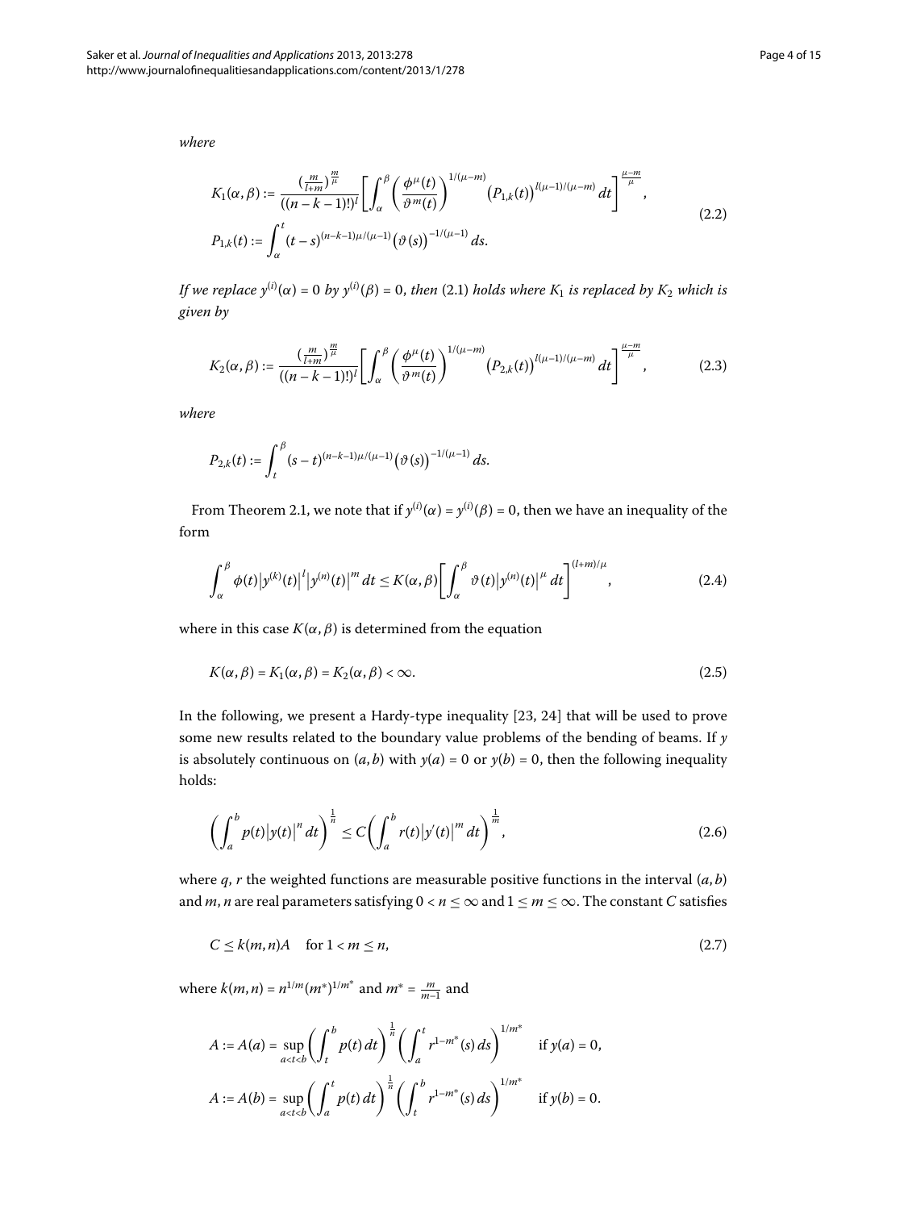*where*

$$K_1(\alpha,\beta) := \frac{(\frac{m}{l+m})^{\frac{m}{\mu}}}{((n-k-1)!)^l}\left[\int_\alpha^\beta \left(\frac{\phi^\mu(t)}{\vartheta^m(t)}\right)^{1/(\mu-m)} \left(P_{1,k}(t)\right)^{l(\mu-1)/(\mu-m)}\,dt\right]^{\frac{\mu-m}{\mu}},$$
$$P_{1,k}(t) := \int_\alpha^t (t-s)^{(n-k-1)\mu/(\mu-1)}\left(\vartheta(s)\right)^{-1/(\mu-1)}\,ds. \tag{2.2}$$

*If we replace $y^{(i)}(\alpha) = 0$ by $y^{(i)}(\beta) = 0$, then* (2.1) *holds where $K_1$ is replaced by $K_2$ which is given by*

$$K_2(\alpha,\beta) := \frac{(\frac{m}{l+m})^{\frac{m}{\mu}}}{((n-k-1)!)^l}\left[\int_\alpha^\beta \left(\frac{\phi^\mu(t)}{\vartheta^m(t)}\right)^{1/(\mu-m)} \left(P_{2,k}(t)\right)^{l(\mu-1)/(\mu-m)}\,dt\right]^{\frac{\mu-m}{\mu}}, \tag{2.3}$$

*where*

$$P_{2,k}(t) := \int_t^\beta (s-t)^{(n-k-1)\mu/(\mu-1)}\left(\vartheta(s)\right)^{-1/(\mu-1)}\,ds.$$

From Theorem 2.1, we note that if $y^{(i)}(\alpha) = y^{(i)}(\beta) = 0$, then we have an inequality of the form

$$\int_\alpha^\beta \phi(t)\left|y^{(k)}(t)\right|^l\left|y^{(n)}(t)\right|^m\,dt \le K(\alpha,\beta)\left[\int_\alpha^\beta \vartheta(t)\left|y^{(n)}(t)\right|^\mu\,dt\right]^{(l+m)/\mu}, \tag{2.4}$$

where in this case $K(\alpha,\beta)$ is determined from the equation

$$K(\alpha,\beta) = K_1(\alpha,\beta) = K_2(\alpha,\beta) < \infty. \tag{2.5}$$

In the following, we present a Hardy-type inequality [23, 24] that will be used to prove some new results related to the boundary value problems of the bending of beams. If $y$ is absolutely continuous on $(a,b)$ with $y(a) = 0$ or $y(b) = 0$, then the following inequality holds:

$$\left(\int_a^b p(t)\left|y(t)\right|^n\,dt\right)^{\frac{1}{n}} \le C\left(\int_a^b r(t)\left|y'(t)\right|^m\,dt\right)^{\frac{1}{m}}, \tag{2.6}$$

where $q$, $r$ the weighted functions are measurable positive functions in the interval $(a,b)$ and $m$, $n$ are real parameters satisfying $0 < n \le \infty$ and $1 \le m \le \infty$. The constant $C$ satisfies

$$C \le k(m,n)A \quad \text{for } 1 < m \le n, \tag{2.7}$$

where $k(m,n) = n^{1/m}(m^*)^{1/m^*}$ and $m^* = \frac{m}{m-1}$ and

$$A := A(a) = \sup_{a<t<b}\left(\int_t^b p(t)\,dt\right)^{\frac{1}{n}}\left(\int_a^t r^{1-m^*}(s)\,ds\right)^{1/m^*} \quad \text{if } y(a) = 0,$$
$$A := A(b) = \sup_{a<t<b}\left(\int_a^t p(t)\,dt\right)^{\frac{1}{n}}\left(\int_t^b r^{1-m^*}(s)\,ds\right)^{1/m^*} \quad \text{if } y(b) = 0.$$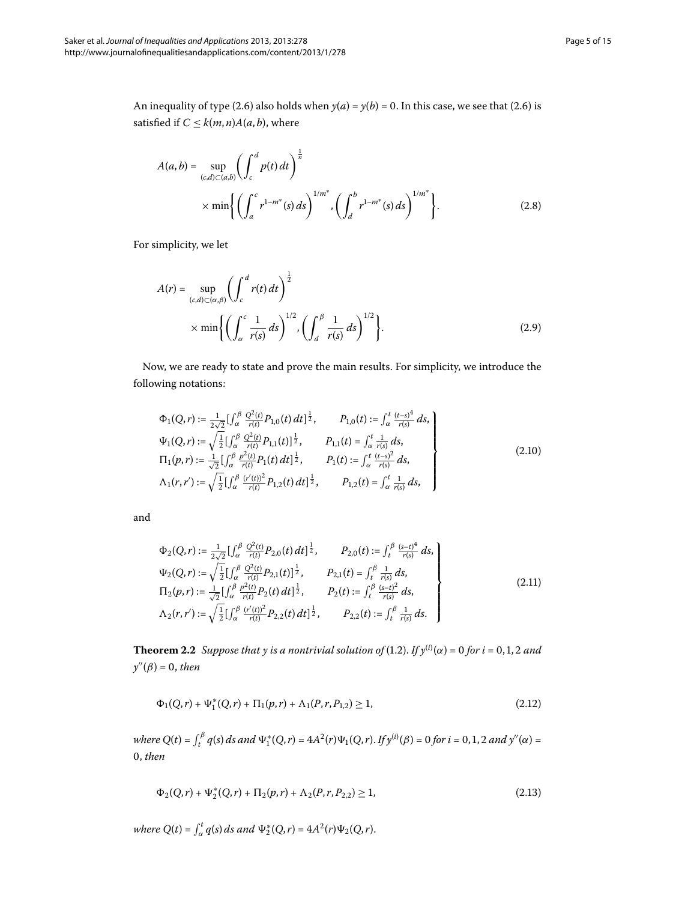An inequality of type (2.6) also holds when $y(a) = y(b) = 0$. In this case, we see that (2.6) is satisfied if $C \leq k(m,n)A(a,b)$, where

$$A(a,b) = \sup_{(c,d)\subset(a,b)} \left(\int_c^d p(t)\,dt\right)^{\frac{1}{n}} \times \min\left\{\left(\int_a^c r^{1-m^*}(s)\,ds\right)^{1/m^*}, \left(\int_d^b r^{1-m^*}(s)\,ds\right)^{1/m^*}\right\}. \tag{2.8}$$

For simplicity, we let

$$A(r) = \sup_{(c,d)\subset(\alpha,\beta)} \left(\int_c^d r(t)\,dt\right)^{\frac{1}{2}} \times \min\left\{\left(\int_\alpha^c \frac{1}{r(s)}\,ds\right)^{1/2}, \left(\int_d^\beta \frac{1}{r(s)}\,ds\right)^{1/2}\right\}. \tag{2.9}$$

Now, we are ready to state and prove the main results. For simplicity, we introduce the following notations:

$$\left.\begin{array}{ll}
\Phi_1(Q,r) := \frac{1}{2\sqrt{2}}\left[\int_\alpha^\beta \frac{Q^2(t)}{r(t)} P_{1,0}(t)\,dt\right]^{\frac{1}{2}}, & P_{1,0}(t) := \int_\alpha^t \frac{(t-s)^4}{r(s)}\,ds, \\
\Psi_1(Q,r) := \sqrt{\frac{1}{2}}\left[\int_\alpha^\beta \frac{Q^2(t)}{r(t)} P_{1,1}(t)\right]^{\frac{1}{2}}, & P_{1,1}(t) = \int_\alpha^t \frac{1}{r(s)}\,ds, \\
\Pi_1(p,r) := \frac{1}{\sqrt{2}}\left[\int_\alpha^\beta \frac{p^2(t)}{r(t)} P_1(t)\,dt\right]^{\frac{1}{2}}, & P_1(t) := \int_\alpha^t \frac{(t-s)^2}{r(s)}\,ds, \\
\Lambda_1(r,r') := \sqrt{\frac{1}{2}}\left[\int_\alpha^\beta \frac{(r'(t))^2}{r(t)} P_{1,2}(t)\,dt\right]^{\frac{1}{2}}, & P_{1,2}(t) = \int_\alpha^t \frac{1}{r(s)}\,ds,
\end{array}\right\} \tag{2.10}$$

and

$$\left.\begin{array}{ll}
\Phi_2(Q,r) := \frac{1}{2\sqrt{2}}\left[\int_\alpha^\beta \frac{Q^2(t)}{r(t)} P_{2,0}(t)\,dt\right]^{\frac{1}{2}}, & P_{2,0}(t) := \int_t^\beta \frac{(s-t)^4}{r(s)}\,ds, \\
\Psi_2(Q,r) := \sqrt{\frac{1}{2}}\left[\int_\alpha^\beta \frac{Q^2(t)}{r(t)} P_{2,1}(t)\right]^{\frac{1}{2}}, & P_{2,1}(t) = \int_t^\beta \frac{1}{r(s)}\,ds, \\
\Pi_2(p,r) := \frac{1}{\sqrt{2}}\left[\int_\alpha^\beta \frac{p^2(t)}{r(t)} P_2(t)\,dt\right]^{\frac{1}{2}}, & P_2(t) := \int_t^\beta \frac{(s-t)^2}{r(s)}\,ds, \\
\Lambda_2(r,r') := \sqrt{\frac{1}{2}}\left[\int_\alpha^\beta \frac{(r'(t))^2}{r(t)} P_{2,2}(t)\,dt\right]^{\frac{1}{2}}, & P_{2,2}(t) := \int_t^\beta \frac{1}{r(s)}\,ds.
\end{array}\right\} \tag{2.11}$$

**Theorem 2.2** *Suppose that $y$ is a nontrivial solution of* (1.2). *If $y^{(i)}(\alpha) = 0$ for $i = 0,1,2$ and $y''(\beta) = 0$, then*

$$\Phi_1(Q,r) + \Psi_1^*(Q,r) + \Pi_1(p,r) + \Lambda_1(P,r,P_{1,2}) \geq 1, \tag{2.12}$$

*where $Q(t) = \int_t^\beta q(s)\,ds$ and $\Psi_1^*(Q,r) = 4A^2(r)\Psi_1(Q,r)$. If $y^{(i)}(\beta) = 0$ for $i = 0,1,2$ and $y''(\alpha) = 0$, then*

$$\Phi_2(Q,r) + \Psi_2^*(Q,r) + \Pi_2(p,r) + \Lambda_2(P,r,P_{2,2}) \geq 1, \tag{2.13}$$

*where $Q(t) = \int_\alpha^t q(s)\,ds$ and $\Psi_2^*(Q,r) = 4A^2(r)\Psi_2(Q,r)$.*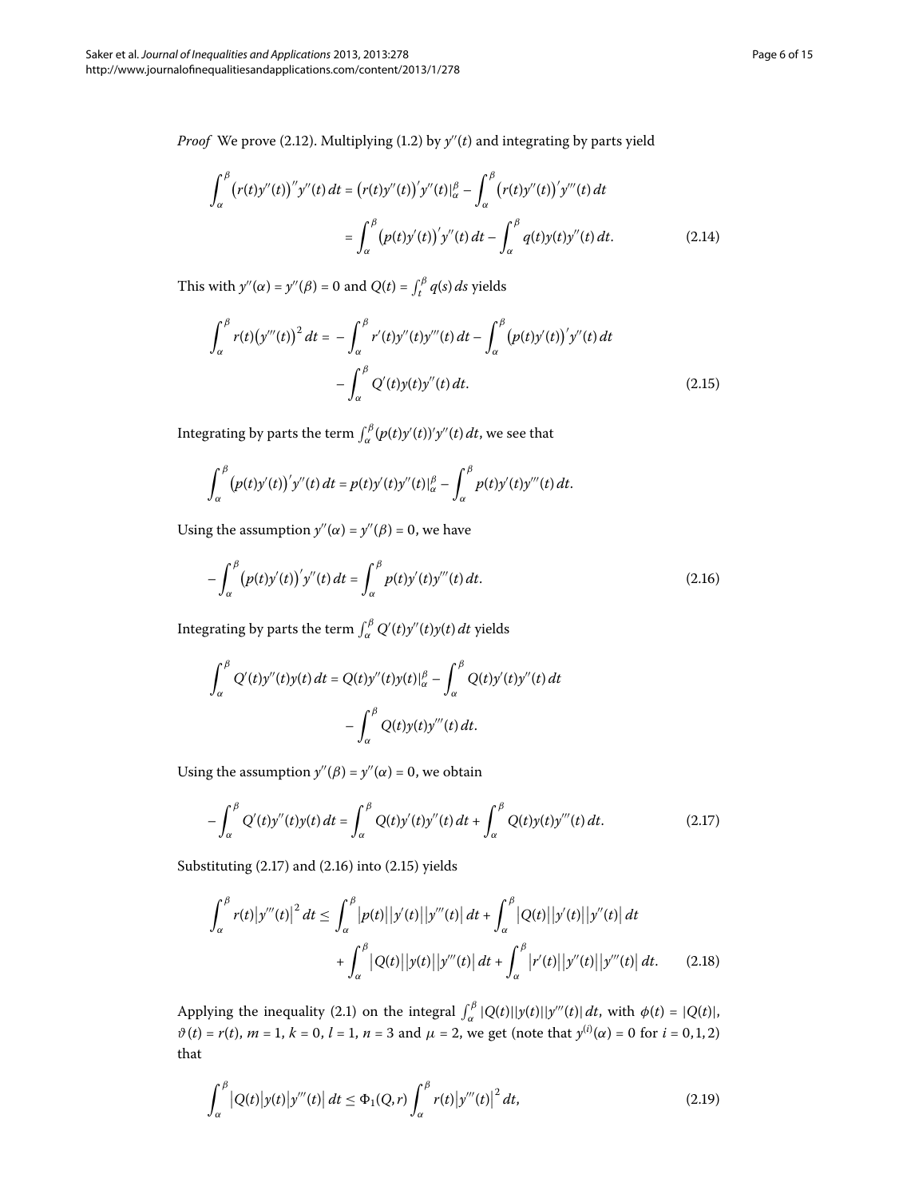*Proof* We prove (2.12). Multiplying (1.2) by $y''(t)$ and integrating by parts yield

$$\int_\alpha^\beta \big(r(t)y''(t)\big)''y''(t)\,dt = \big(r(t)y''(t)\big)'y''(t)|_\alpha^\beta - \int_\alpha^\beta \big(r(t)y''(t)\big)'y'''(t)\,dt$$
$$= \int_\alpha^\beta \big(p(t)y'(t)\big)'y''(t)\,dt - \int_\alpha^\beta q(t)y(t)y''(t)\,dt. \tag{2.14}$$

This with $y''(\alpha) = y''(\beta) = 0$ and $Q(t) = \int_t^\beta q(s)\,ds$ yields

$$\int_\alpha^\beta r(t)\big(y'''(t)\big)^2\,dt = -\int_\alpha^\beta r'(t)y''(t)y'''(t)\,dt - \int_\alpha^\beta \big(p(t)y'(t)\big)'y''(t)\,dt$$
$$- \int_\alpha^\beta Q'(t)y(t)y''(t)\,dt. \tag{2.15}$$

Integrating by parts the term $\int_\alpha^\beta (p(t)y'(t))'y''(t)\,dt$, we see that

$$\int_\alpha^\beta \big(p(t)y'(t)\big)'y''(t)\,dt = p(t)y'(t)y''(t)|_\alpha^\beta - \int_\alpha^\beta p(t)y'(t)y'''(t)\,dt.$$

Using the assumption $y''(\alpha) = y''(\beta) = 0$, we have

$$-\int_\alpha^\beta \big(p(t)y'(t)\big)'y''(t)\,dt = \int_\alpha^\beta p(t)y'(t)y'''(t)\,dt. \tag{2.16}$$

Integrating by parts the term $\int_\alpha^\beta Q'(t)y''(t)y(t)\,dt$ yields

$$\int_\alpha^\beta Q'(t)y''(t)y(t)\,dt = Q(t)y''(t)y(t)|_\alpha^\beta - \int_\alpha^\beta Q(t)y'(t)y''(t)\,dt$$
$$- \int_\alpha^\beta Q(t)y(t)y'''(t)\,dt.$$

Using the assumption $y''(\beta) = y''(\alpha) = 0$, we obtain

$$-\int_\alpha^\beta Q'(t)y''(t)y(t)\,dt = \int_\alpha^\beta Q(t)y'(t)y''(t)\,dt + \int_\alpha^\beta Q(t)y(t)y'''(t)\,dt. \tag{2.17}$$

Substituting (2.17) and (2.16) into (2.15) yields

$$\int_\alpha^\beta r(t)\big|y'''(t)\big|^2\,dt \le \int_\alpha^\beta \big|p(t)\big|\big|y'(t)\big|\big|y'''(t)\big|\,dt + \int_\alpha^\beta \big|Q(t)\big|\big|y'(t)\big|\big|y''(t)\big|\,dt$$
$$+ \int_\alpha^\beta \big|Q(t)\big|\big|y(t)\big|\big|y'''(t)\big|\,dt + \int_\alpha^\beta \big|r'(t)\big|\big|y''(t)\big|\big|y'''(t)\big|\,dt. \tag{2.18}$$

Applying the inequality (2.1) on the integral $\int_\alpha^\beta |Q(t)||y(t)||y'''(t)|\,dt$, with $\phi(t) = |Q(t)|$, $\vartheta(t) = r(t)$, $m = 1$, $k = 0$, $l = 1$, $n = 3$ and $\mu = 2$, we get (note that $y^{(i)}(\alpha) = 0$ for $i = 0, 1, 2$) that

$$\int_\alpha^\beta \big|Q(t)\big|y(t)\big|y'''(t)\big|\,dt \le \Phi_1(Q, r)\int_\alpha^\beta r(t)\big|y'''(t)\big|^2\,dt, \tag{2.19}$$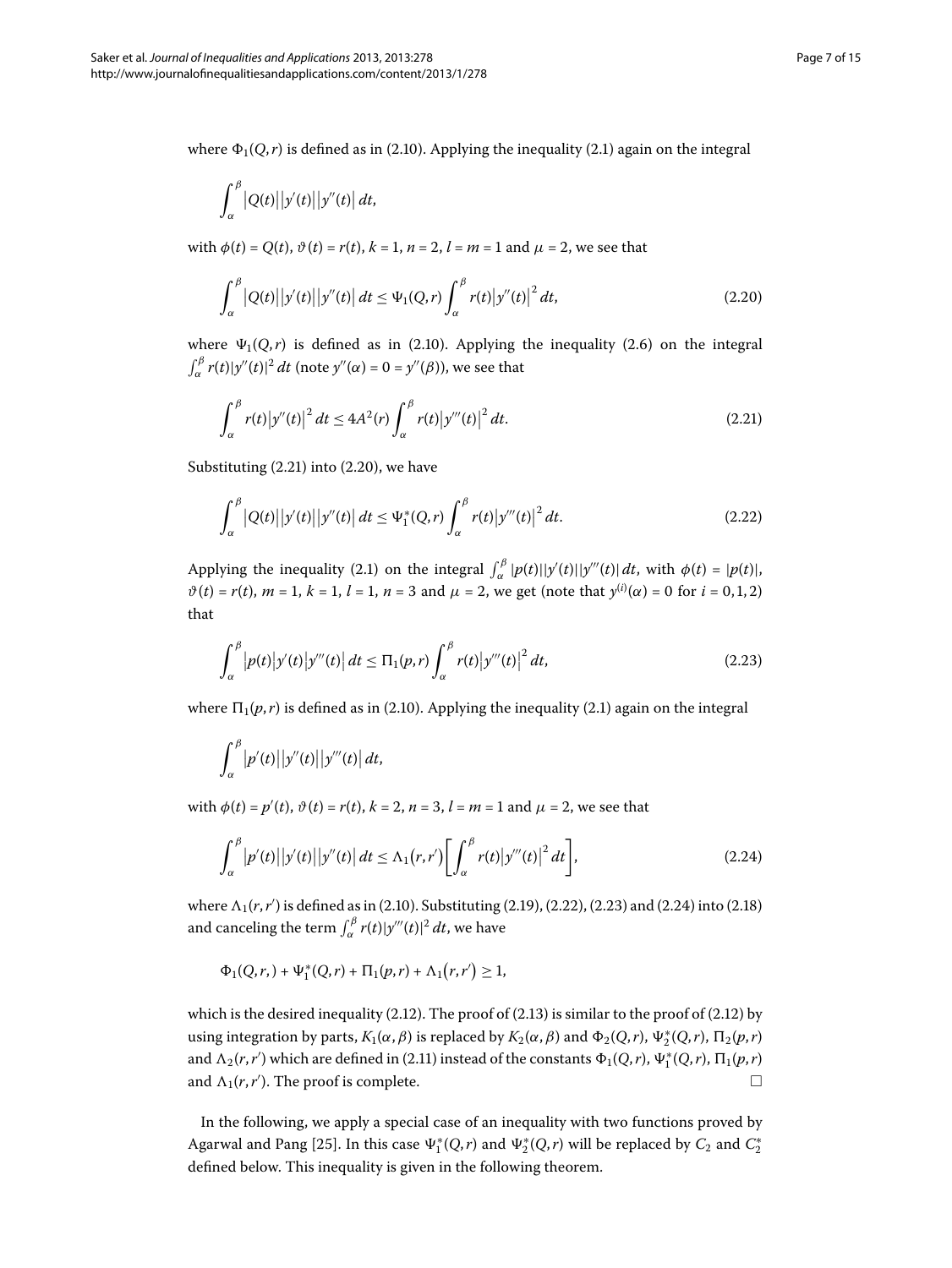where $\Phi_1(Q,r)$ is defined as in (2.10). Applying the inequality (2.1) again on the integral

$$\int_\alpha^\beta |Q(t)||y'(t)||y''(t)|\,dt,$$

with $\phi(t) = Q(t)$, $\vartheta(t) = r(t)$, $k = 1$, $n = 2$, $l = m = 1$ and $\mu = 2$, we see that

$$\int_\alpha^\beta |Q(t)||y'(t)||y''(t)|\,dt \le \Psi_1(Q,r)\int_\alpha^\beta r(t)|y''(t)|^2\,dt, \tag{2.20}$$

where $\Psi_1(Q,r)$ is defined as in (2.10). Applying the inequality (2.6) on the integral $\int_\alpha^\beta r(t)|y''(t)|^2\,dt$ (note $y''(\alpha) = 0 = y''(\beta)$), we see that

$$\int_\alpha^\beta r(t)|y''(t)|^2\,dt \le 4A^2(r)\int_\alpha^\beta r(t)|y'''(t)|^2\,dt. \tag{2.21}$$

Substituting (2.21) into (2.20), we have

$$\int_\alpha^\beta |Q(t)||y'(t)||y''(t)|\,dt \le \Psi_1^*(Q,r)\int_\alpha^\beta r(t)|y'''(t)|^2\,dt. \tag{2.22}$$

Applying the inequality (2.1) on the integral $\int_\alpha^\beta |p(t)||y'(t)||y'''(t)|\,dt$, with $\phi(t) = |p(t)|$, $\vartheta(t) = r(t)$, $m = 1$, $k = 1$, $l = 1$, $n = 3$ and $\mu = 2$, we get (note that $y^{(i)}(\alpha) = 0$ for $i = 0,1,2$) that

$$\int_\alpha^\beta |p(t)|y'(t)|y'''(t)|\,dt \le \Pi_1(p,r)\int_\alpha^\beta r(t)|y'''(t)|^2\,dt, \tag{2.23}$$

where $\Pi_1(p,r)$ is defined as in (2.10). Applying the inequality (2.1) again on the integral

$$\int_\alpha^\beta |p'(t)||y''(t)||y'''(t)|\,dt,$$

with $\phi(t) = p'(t)$, $\vartheta(t) = r(t)$, $k = 2$, $n = 3$, $l = m = 1$ and $\mu = 2$, we see that

$$\int_\alpha^\beta |p'(t)||y'(t)||y''(t)|\,dt \le \Lambda_1(r,r')\left[\int_\alpha^\beta r(t)|y'''(t)|^2\,dt\right], \tag{2.24}$$

where $\Lambda_1(r,r')$ is defined as in (2.10). Substituting (2.19), (2.22), (2.23) and (2.24) into (2.18) and canceling the term $\int_\alpha^\beta r(t)|y'''(t)|^2\,dt$, we have

$$\Phi_1(Q,r,) + \Psi_1^*(Q,r) + \Pi_1(p,r) + \Lambda_1(r,r') \ge 1,$$

which is the desired inequality (2.12). The proof of (2.13) is similar to the proof of (2.12) by using integration by parts, $K_1(\alpha,\beta)$ is replaced by $K_2(\alpha,\beta)$ and $\Phi_2(Q,r)$, $\Psi_2^*(Q,r)$, $\Pi_2(p,r)$ and $\Lambda_2(r,r')$ which are defined in (2.11) instead of the constants $\Phi_1(Q,r)$, $\Psi_1^*(Q,r)$, $\Pi_1(p,r)$ and $\Lambda_1(r,r')$. The proof is complete. □

In the following, we apply a special case of an inequality with two functions proved by Agarwal and Pang [25]. In this case $\Psi_1^*(Q,r)$ and $\Psi_2^*(Q,r)$ will be replaced by $C_2$ and $C_2^*$ defined below. This inequality is given in the following theorem.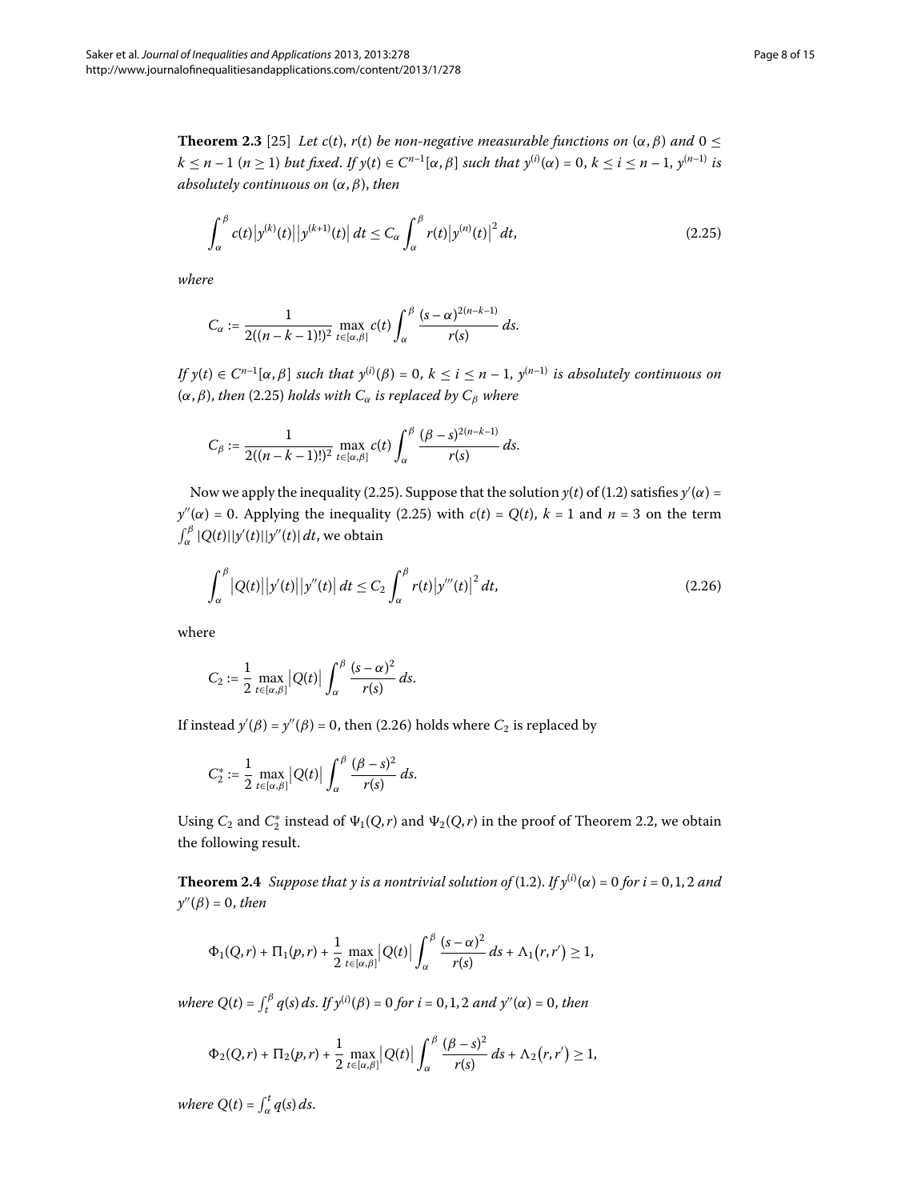**Theorem 2.3** [25] *Let $c(t)$, $r(t)$ be non-negative measurable functions on $(\alpha, \beta)$ and $0 \leq k \leq n-1$ ($n \geq 1$) but fixed. If $y(t) \in C^{n-1}[\alpha, \beta]$ such that $y^{(i)}(\alpha) = 0$, $k \leq i \leq n-1$, $y^{(n-1)}$ is absolutely continuous on $(\alpha, \beta)$, then*

$$\int_\alpha^\beta c(t)\left|y^{(k)}(t)\right|\left|y^{(k+1)}(t)\right| dt \leq C_\alpha \int_\alpha^\beta r(t)\left|y^{(n)}(t)\right|^2 dt, \tag{2.25}$$

*where*

$$C_\alpha := \frac{1}{2((n-k-1)!)^2} \max_{t \in [\alpha, \beta]} c(t) \int_\alpha^\beta \frac{(s-\alpha)^{2(n-k-1)}}{r(s)} ds.$$

*If $y(t) \in C^{n-1}[\alpha, \beta]$ such that $y^{(i)}(\beta) = 0$, $k \leq i \leq n-1$, $y^{(n-1)}$ is absolutely continuous on $(\alpha, \beta)$, then* (2.25) *holds with $C_\alpha$ is replaced by $C_\beta$ where*

$$C_\beta := \frac{1}{2((n-k-1)!)^2} \max_{t \in [\alpha, \beta]} c(t) \int_\alpha^\beta \frac{(\beta-s)^{2(n-k-1)}}{r(s)} ds.$$

Now we apply the inequality (2.25). Suppose that the solution $y(t)$ of (1.2) satisfies $y'(\alpha) = y''(\alpha) = 0$. Applying the inequality (2.25) with $c(t) = Q(t)$, $k = 1$ and $n = 3$ on the term $\int_\alpha^\beta |Q(t)||y'(t)||y''(t)| dt$, we obtain

$$\int_\alpha^\beta \left|Q(t)\right|\left|y'(t)\right|\left|y''(t)\right| dt \leq C_2 \int_\alpha^\beta r(t)\left|y'''(t)\right|^2 dt, \tag{2.26}$$

where

$$C_2 := \frac{1}{2} \max_{t \in [\alpha, \beta]} \left|Q(t)\right| \int_\alpha^\beta \frac{(s-\alpha)^2}{r(s)} ds.$$

If instead $y'(\beta) = y''(\beta) = 0$, then (2.26) holds where $C_2$ is replaced by

$$C_2^* := \frac{1}{2} \max_{t \in [\alpha, \beta]} \left|Q(t)\right| \int_\alpha^\beta \frac{(\beta-s)^2}{r(s)} ds.$$

Using $C_2$ and $C_2^*$ instead of $\Psi_1(Q, r)$ and $\Psi_2(Q, r)$ in the proof of Theorem 2.2, we obtain the following result.

**Theorem 2.4** *Suppose that $y$ is a nontrivial solution of* (1.2). *If $y^{(i)}(\alpha) = 0$ for $i = 0, 1, 2$ and $y''(\beta) = 0$, then*

$$\Phi_1(Q, r) + \Pi_1(p, r) + \frac{1}{2} \max_{t \in [\alpha, \beta]} \left|Q(t)\right| \int_\alpha^\beta \frac{(s-\alpha)^2}{r(s)} ds + \Lambda_1\left(r, r'\right) \geq 1,$$

*where $Q(t) = \int_t^\beta q(s) ds$. If $y^{(i)}(\beta) = 0$ for $i = 0, 1, 2$ and $y''(\alpha) = 0$, then*

$$\Phi_2(Q, r) + \Pi_2(p, r) + \frac{1}{2} \max_{t \in [\alpha, \beta]} \left|Q(t)\right| \int_\alpha^\beta \frac{(\beta-s)^2}{r(s)} ds + \Lambda_2\left(r, r'\right) \geq 1,$$

*where $Q(t) = \int_\alpha^t q(s) ds$.*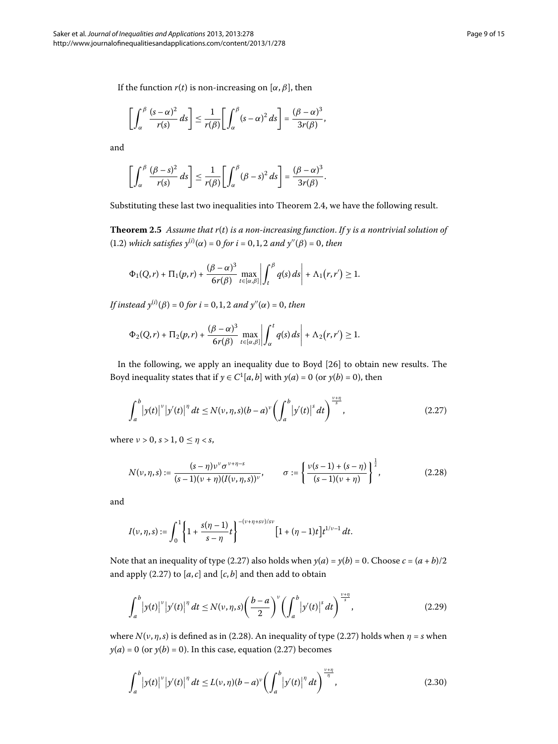If the function $r(t)$ is non-increasing on $[\alpha, \beta]$, then

$$\left[\int_\alpha^\beta \frac{(s-\alpha)^2}{r(s)}\,ds\right] \le \frac{1}{r(\beta)}\left[\int_\alpha^\beta (s-\alpha)^2\,ds\right] = \frac{(\beta-\alpha)^3}{3r(\beta)},$$

and

$$\left[\int_\alpha^\beta \frac{(\beta-s)^2}{r(s)}\,ds\right] \le \frac{1}{r(\beta)}\left[\int_\alpha^\beta (\beta-s)^2\,ds\right] = \frac{(\beta-\alpha)^3}{3r(\beta)}.$$

Substituting these last two inequalities into Theorem 2.4, we have the following result.

**Theorem 2.5** *Assume that $r(t)$ is a non-increasing function. If $y$ is a nontrivial solution of (1.2) which satisfies $y^{(i)}(\alpha) = 0$ for $i = 0, 1, 2$ and $y''(\beta) = 0$, then*

$$\Phi_1(Q, r) + \Pi_1(p, r) + \frac{(\beta-\alpha)^3}{6r(\beta)} \max_{t\in[\alpha,\beta]}\left|\int_t^\beta q(s)\,ds\right| + \Lambda_1(r, r') \ge 1.$$

*If instead $y^{(i)}(\beta) = 0$ for $i = 0, 1, 2$ and $y''(\alpha) = 0$, then*

$$\Phi_2(Q, r) + \Pi_2(p, r) + \frac{(\beta-\alpha)^3}{6r(\beta)} \max_{t\in[\alpha,\beta]}\left|\int_\alpha^t q(s)\,ds\right| + \Lambda_2(r, r') \ge 1.$$

In the following, we apply an inequality due to Boyd [26] to obtain new results. The Boyd inequality states that if $y \in C^1[a, b]$ with $y(a) = 0$ (or $y(b) = 0$), then

$$\int_a^b |y(t)|^\nu |y'(t)|^\eta\,dt \le N(\nu, \eta, s)(b-a)^\nu \left(\int_a^b |y'(t)|^s\,dt\right)^{\frac{\nu+\eta}{s}}, \tag{2.27}$$

where $\nu > 0$, $s > 1$, $0 \le \eta < s$,

$$N(\nu, \eta, s) := \frac{(s-\eta)\nu^\nu \sigma^{\nu+\eta-s}}{(s-1)(\nu+\eta)(I(\nu, \eta, s))^\nu}, \qquad \sigma := \left\{\frac{\nu(s-1) + (s-\eta)}{(s-1)(\nu+\eta)}\right\}^{\frac{1}{s}}, \tag{2.28}$$

and

$$I(\nu, \eta, s) := \int_0^1 \left\{1 + \frac{s(\eta-1)}{s-\eta}t\right\}^{-(\nu+\eta+s\nu)/s\nu} \left[1 + (\eta-1)t\right] t^{1/\nu-1}\,dt.$$

Note that an inequality of type (2.27) also holds when $y(a) = y(b) = 0$. Choose $c = (a+b)/2$ and apply (2.27) to $[a, c]$ and $[c, b]$ and then add to obtain

$$\int_a^b |y(t)|^\nu |y'(t)|^\eta\,dt \le N(\nu, \eta, s)\left(\frac{b-a}{2}\right)^\nu \left(\int_a^b |y'(t)|^s\,dt\right)^{\frac{\nu+\eta}{s}}, \tag{2.29}$$

where $N(\nu, \eta, s)$ is defined as in (2.28). An inequality of type (2.27) holds when $\eta = s$ when $y(a) = 0$ (or $y(b) = 0$). In this case, equation (2.27) becomes

$$\int_a^b |y(t)|^\nu |y'(t)|^\eta\,dt \le L(\nu, \eta)(b-a)^\nu \left(\int_a^b |y'(t)|^\eta\,dt\right)^{\frac{\nu+\eta}{\eta}}, \tag{2.30}$$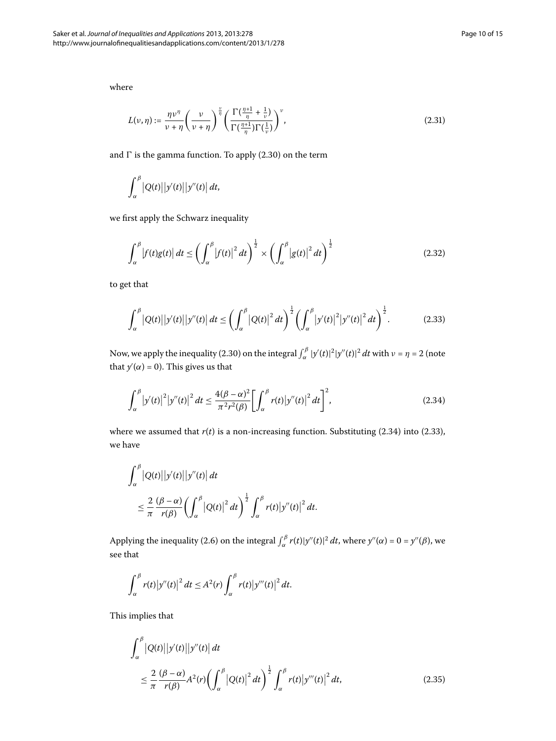where

$$L(\nu,\eta) := \frac{\eta\nu^{\eta}}{\nu+\eta}\left(\frac{\nu}{\nu+\eta}\right)^{\frac{\nu}{\eta}}\left(\frac{\Gamma(\frac{\eta+1}{\eta}+\frac{1}{\nu})}{\Gamma(\frac{\eta+1}{\eta})\Gamma(\frac{1}{\nu})}\right)^{\nu}, \tag{2.31}$$

and $\Gamma$ is the gamma function. To apply (2.30) on the term

$$\int_{\alpha}^{\beta}\left|Q(t)\right|\left|y'(t)\right|\left|y''(t)\right|dt,$$

we first apply the Schwarz inequality

$$\int_{\alpha}^{\beta}\left|f(t)g(t)\right|dt \leq \left(\int_{\alpha}^{\beta}\left|f(t)\right|^{2}dt\right)^{\frac{1}{2}} \times \left(\int_{\alpha}^{\beta}\left|g(t)\right|^{2}dt\right)^{\frac{1}{2}} \tag{2.32}$$

to get that

$$\int_{\alpha}^{\beta}\left|Q(t)\right|\left|y'(t)\right|\left|y''(t)\right|dt \leq \left(\int_{\alpha}^{\beta}\left|Q(t)\right|^{2}dt\right)^{\frac{1}{2}}\left(\int_{\alpha}^{\beta}\left|y'(t)\right|^{2}\left|y''(t)\right|^{2}dt\right)^{\frac{1}{2}}. \tag{2.33}$$

Now, we apply the inequality (2.30) on the integral $\int_{\alpha}^{\beta}|y'(t)|^{2}|y''(t)|^{2}\,dt$ with $\nu = \eta = 2$ (note that $y'(\alpha) = 0$). This gives us that

$$\int_{\alpha}^{\beta}\left|y'(t)\right|^{2}\left|y''(t)\right|^{2}dt \leq \frac{4(\beta-\alpha)^{2}}{\pi^{2}r^{2}(\beta)}\left[\int_{\alpha}^{\beta}r(t)\left|y''(t)\right|^{2}dt\right]^{2}, \tag{2.34}$$

where we assumed that $r(t)$ is a non-increasing function. Substituting (2.34) into (2.33), we have

$$\begin{aligned}&\int_{\alpha}^{\beta}\left|Q(t)\right|\left|y'(t)\right|\left|y''(t)\right|dt\\&\quad\leq \frac{2}{\pi}\frac{(\beta-\alpha)}{r(\beta)}\left(\int_{\alpha}^{\beta}\left|Q(t)\right|^{2}dt\right)^{\frac{1}{2}}\int_{\alpha}^{\beta}r(t)\left|y''(t)\right|^{2}dt.\end{aligned}$$

Applying the inequality (2.6) on the integral $\int_{\alpha}^{\beta}r(t)|y''(t)|^{2}\,dt$, where $y''(\alpha) = 0 = y''(\beta)$, we see that

$$\int_{\alpha}^{\beta}r(t)\left|y''(t)\right|^{2}dt \leq A^{2}(r)\int_{\alpha}^{\beta}r(t)\left|y'''(t)\right|^{2}dt.$$

This implies that

$$\begin{aligned}&\int_{\alpha}^{\beta}\left|Q(t)\right|\left|y'(t)\right|\left|y''(t)\right|dt\\&\quad\leq \frac{2}{\pi}\frac{(\beta-\alpha)}{r(\beta)}A^{2}(r)\left(\int_{\alpha}^{\beta}\left|Q(t)\right|^{2}dt\right)^{\frac{1}{2}}\int_{\alpha}^{\beta}r(t)\left|y'''(t)\right|^{2}dt,\end{aligned} \tag{2.35}$$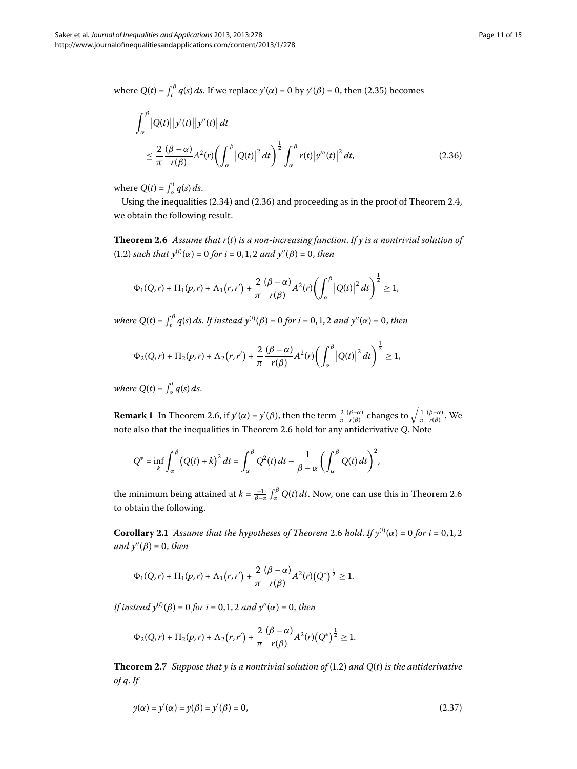where $Q(t) = \int_t^\beta q(s)\,ds$. If we replace $y'(\alpha) = 0$ by $y'(\beta) = 0$, then (2.35) becomes

$$\int_\alpha^\beta \left|Q(t)\right|\left|y'(t)\right|\left|y''(t)\right|dt \leq \frac{2}{\pi}\frac{(\beta-\alpha)}{r(\beta)}A^2(r)\left(\int_\alpha^\beta \left|Q(t)\right|^2 dt\right)^{\frac{1}{2}} \int_\alpha^\beta r(t)\left|y'''(t)\right|^2 dt, \tag{2.36}$$

where $Q(t) = \int_\alpha^t q(s)\,ds$.

Using the inequalities (2.34) and (2.36) and proceeding as in the proof of Theorem 2.4, we obtain the following result.

**Theorem 2.6** *Assume that $r(t)$ is a non-increasing function. If $y$ is a nontrivial solution of* (1.2) *such that $y^{(i)}(\alpha) = 0$ for $i = 0,1,2$ and $y''(\beta) = 0$, then*

$$\Phi_1(Q,r) + \Pi_1(p,r) + \Lambda_1(r,r') + \frac{2}{\pi}\frac{(\beta-\alpha)}{r(\beta)}A^2(r)\left(\int_\alpha^\beta \left|Q(t)\right|^2 dt\right)^{\frac{1}{2}} \geq 1,$$

*where $Q(t) = \int_t^\beta q(s)\,ds$. If instead $y^{(i)}(\beta) = 0$ for $i = 0,1,2$ and $y''(\alpha) = 0$, then*

$$\Phi_2(Q,r) + \Pi_2(p,r) + \Lambda_2(r,r') + \frac{2}{\pi}\frac{(\beta-\alpha)}{r(\beta)}A^2(r)\left(\int_\alpha^\beta \left|Q(t)\right|^2 dt\right)^{\frac{1}{2}} \geq 1,$$

*where $Q(t) = \int_\alpha^t q(s)\,ds$.*

**Remark 1** In Theorem 2.6, if $y'(\alpha) = y'(\beta)$, then the term $\frac{2}{\pi}\frac{(\beta-\alpha)}{r(\beta)}$ changes to $\sqrt{\frac{1}{\pi}\frac{(\beta-\alpha)}{r(\beta)}}$. We note also that the inequalities in Theorem 2.6 hold for any antiderivative $Q$. Note

$$Q^* = \inf_k \int_\alpha^\beta \left(Q(t) + k\right)^2 dt = \int_\alpha^\beta Q^2(t)\,dt - \frac{1}{\beta-\alpha}\left(\int_\alpha^\beta Q(t)\,dt\right)^2,$$

the minimum being attained at $k = \frac{-1}{\beta-\alpha}\int_\alpha^\beta Q(t)\,dt$. Now, one can use this in Theorem 2.6 to obtain the following.

**Corollary 2.1** *Assume that the hypotheses of Theorem* 2.6 *hold. If $y^{(i)}(\alpha) = 0$ for $i = 0,1,2$ and $y''(\beta) = 0$, then*

$$\Phi_1(Q,r) + \Pi_1(p,r) + \Lambda_1(r,r') + \frac{2}{\pi}\frac{(\beta-\alpha)}{r(\beta)}A^2(r)\left(Q^*\right)^{\frac{1}{2}} \geq 1.$$

*If instead $y^{(i)}(\beta) = 0$ for $i = 0,1,2$ and $y''(\alpha) = 0$, then*

$$\Phi_2(Q,r) + \Pi_2(p,r) + \Lambda_2(r,r') + \frac{2}{\pi}\frac{(\beta-\alpha)}{r(\beta)}A^2(r)\left(Q^*\right)^{\frac{1}{2}} \geq 1.$$

**Theorem 2.7** *Suppose that $y$ is a nontrivial solution of* (1.2) *and $Q(t)$ is the antiderivative of $q$. If*

$$y(\alpha) = y'(\alpha) = y(\beta) = y'(\beta) = 0, \tag{2.37}$$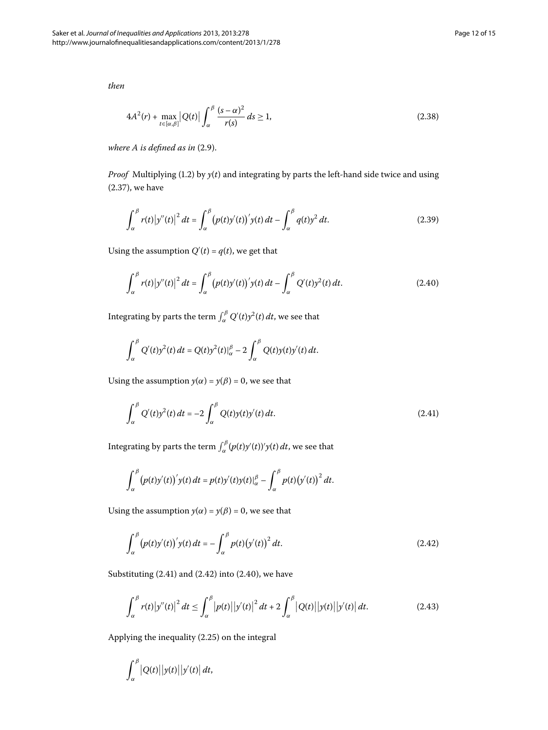*then*

$$4A^2(r) + \max_{t\in[\alpha,\beta]} \left|Q(t)\right| \int_\alpha^\beta \frac{(s-\alpha)^2}{r(s)}\,ds \geq 1, \tag{2.38}$$

*where A is defined as in* (2.9).

*Proof* Multiplying (1.2) by $y(t)$ and integrating by parts the left-hand side twice and using (2.37), we have

$$\int_\alpha^\beta r(t)\left|y''(t)\right|^2 dt = \int_\alpha^\beta \bigl(p(t)y'(t)\bigr)' y(t)\,dt - \int_\alpha^\beta q(t)y^2\,dt. \tag{2.39}$$

Using the assumption $Q'(t) = q(t)$, we get that

$$\int_\alpha^\beta r(t)\left|y''(t)\right|^2 dt = \int_\alpha^\beta \bigl(p(t)y'(t)\bigr)' y(t)\,dt - \int_\alpha^\beta Q'(t)y^2(t)\,dt. \tag{2.40}$$

Integrating by parts the term $\int_\alpha^\beta Q'(t)y^2(t)\,dt$, we see that

$$\int_\alpha^\beta Q'(t)y^2(t)\,dt = Q(t)y^2(t)|_\alpha^\beta - 2\int_\alpha^\beta Q(t)y(t)y'(t)\,dt.$$

Using the assumption $y(\alpha) = y(\beta) = 0$, we see that

$$\int_\alpha^\beta Q'(t)y^2(t)\,dt = -2\int_\alpha^\beta Q(t)y(t)y'(t)\,dt. \tag{2.41}$$

Integrating by parts the term $\int_\alpha^\beta (p(t)y'(t))'y(t)\,dt$, we see that

$$\int_\alpha^\beta \bigl(p(t)y'(t)\bigr)' y(t)\,dt = p(t)y'(t)y(t)|_\alpha^\beta - \int_\alpha^\beta p(t)\bigl(y'(t)\bigr)^2\,dt.$$

Using the assumption $y(\alpha) = y(\beta) = 0$, we see that

$$\int_\alpha^\beta \bigl(p(t)y'(t)\bigr)' y(t)\,dt = -\int_\alpha^\beta p(t)\bigl(y'(t)\bigr)^2\,dt. \tag{2.42}$$

Substituting (2.41) and (2.42) into (2.40), we have

$$\int_\alpha^\beta r(t)\left|y''(t)\right|^2 dt \leq \int_\alpha^\beta \left|p(t)\right|\left|y'(t)\right|^2 dt + 2\int_\alpha^\beta \left|Q(t)\right|\left|y(t)\right|\left|y'(t)\right| dt. \tag{2.43}$$

Applying the inequality (2.25) on the integral

$$\int_\alpha^\beta \left|Q(t)\right|\left|y(t)\right|\left|y'(t)\right| dt,$$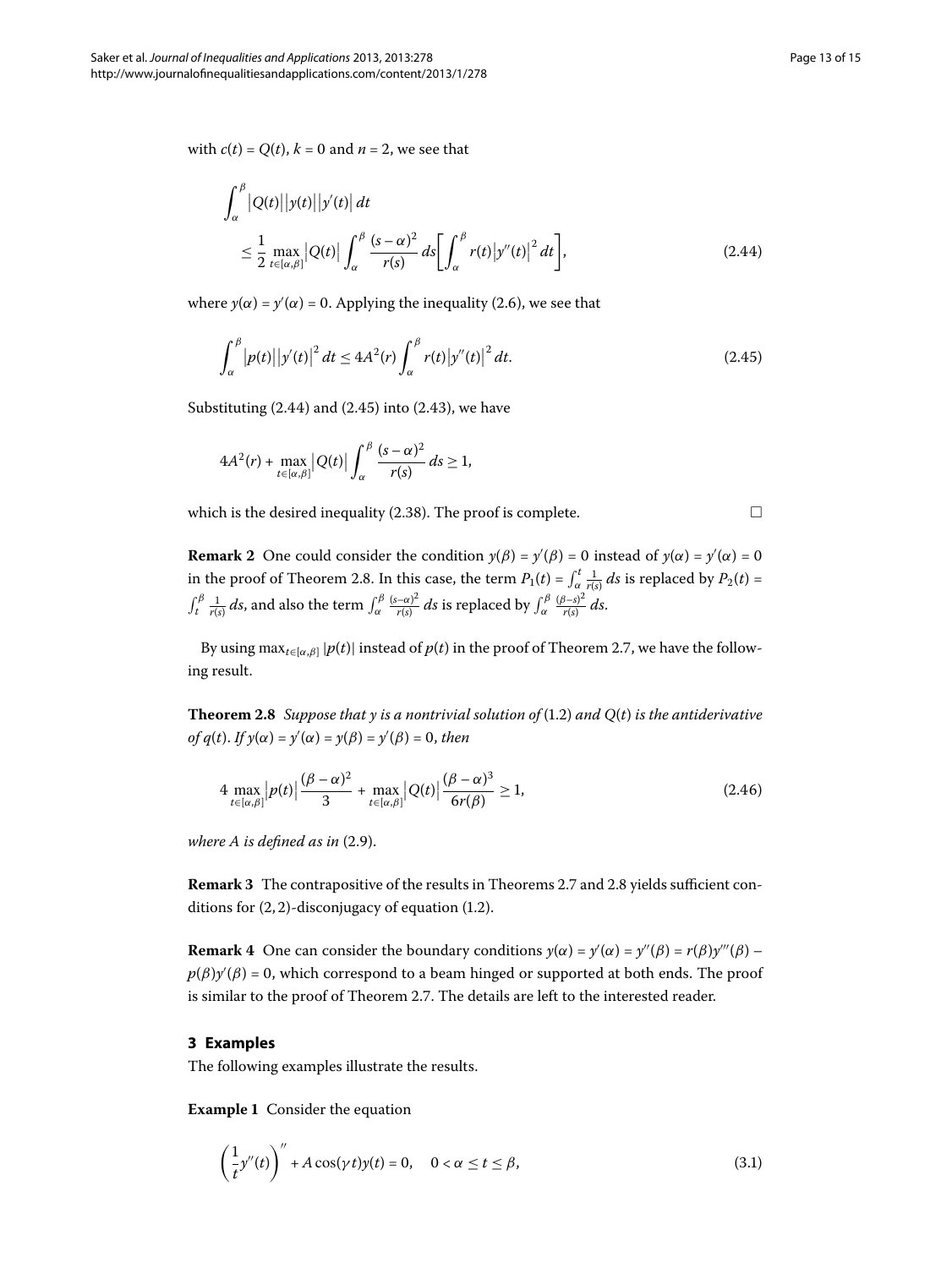with $c(t) = Q(t)$, $k = 0$ and $n = 2$, we see that

$$\int_\alpha^\beta |Q(t)||y(t)||y'(t)|\,dt \leq \frac{1}{2}\max_{t\in[\alpha,\beta]}|Q(t)|\int_\alpha^\beta \frac{(s-\alpha)^2}{r(s)}\,ds\left[\int_\alpha^\beta r(t)|y''(t)|^2\,dt\right], \tag{2.44}$$

where $y(\alpha) = y'(\alpha) = 0$. Applying the inequality (2.6), we see that

$$\int_\alpha^\beta |p(t)||y'(t)|^2\,dt \leq 4A^2(r)\int_\alpha^\beta r(t)|y''(t)|^2\,dt. \tag{2.45}$$

Substituting (2.44) and (2.45) into (2.43), we have

$$4A^2(r) + \max_{t\in[\alpha,\beta]}|Q(t)|\int_\alpha^\beta \frac{(s-\alpha)^2}{r(s)}\,ds \geq 1,$$

which is the desired inequality (2.38). The proof is complete. □

**Remark 2** One could consider the condition $y(\beta) = y'(\beta) = 0$ instead of $y(\alpha) = y'(\alpha) = 0$ in the proof of Theorem 2.8. In this case, the term $P_1(t) = \int_\alpha^t \frac{1}{r(s)}\,ds$ is replaced by $P_2(t) = \int_t^\beta \frac{1}{r(s)}\,ds$, and also the term $\int_\alpha^\beta \frac{(s-\alpha)^2}{r(s)}\,ds$ is replaced by $\int_\alpha^\beta \frac{(\beta-s)^2}{r(s)}\,ds$.

By using $\max_{t\in[\alpha,\beta]}|p(t)|$ instead of $p(t)$ in the proof of Theorem 2.7, we have the following result.

**Theorem 2.8** *Suppose that $y$ is a nontrivial solution of* (1.2) *and $Q(t)$ is the antiderivative of $q(t)$. If $y(\alpha) = y'(\alpha) = y(\beta) = y'(\beta) = 0$, then*

$$4\max_{t\in[\alpha,\beta]}|p(t)|\frac{(\beta-\alpha)^2}{3} + \max_{t\in[\alpha,\beta]}|Q(t)|\frac{(\beta-\alpha)^3}{6r(\beta)} \geq 1, \tag{2.46}$$

*where $A$ is defined as in* (2.9).

**Remark 3** The contrapositive of the results in Theorems 2.7 and 2.8 yields sufficient conditions for $(2,2)$-disconjugacy of equation (1.2).

**Remark 4** One can consider the boundary conditions $y(\alpha) = y'(\alpha) = y''(\beta) = r(\beta)y'''(\beta) - p(\beta)y'(\beta) = 0$, which correspond to a beam hinged or supported at both ends. The proof is similar to the proof of Theorem 2.7. The details are left to the interested reader.

## 3 Examples

The following examples illustrate the results.

**Example 1** Consider the equation

$$\left(\frac{1}{t}y''(t)\right)'' + A\cos(\gamma t)y(t) = 0, \quad 0 < \alpha \leq t \leq \beta, \tag{3.1}$$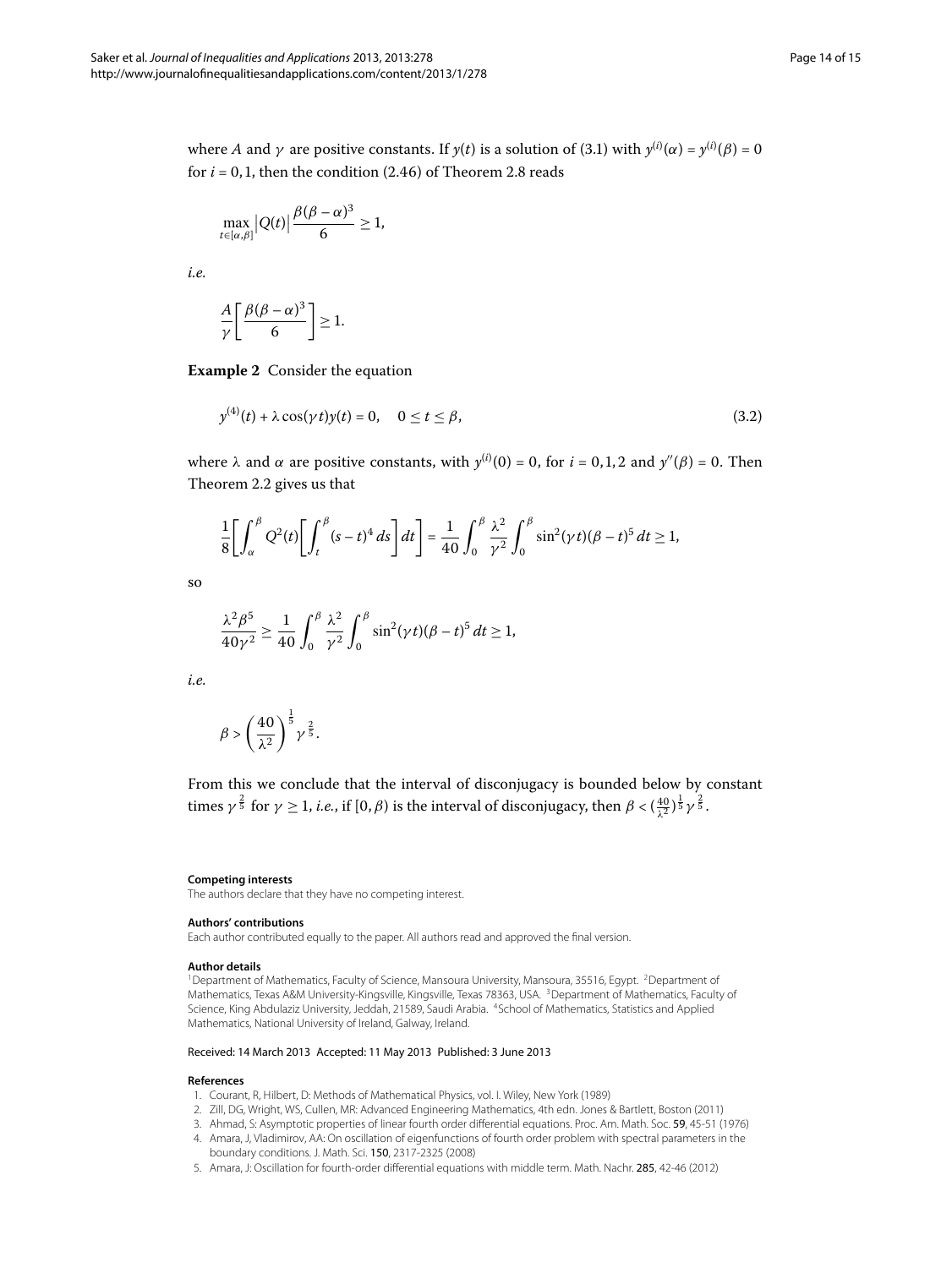where $A$ and $\gamma$ are positive constants. If $y(t)$ is a solution of (3.1) with $y^{(i)}(\alpha) = y^{(i)}(\beta) = 0$ for $i = 0, 1$, then the condition (2.46) of Theorem 2.8 reads

$$\max_{t\in[\alpha,\beta]} \left|Q(t)\right| \frac{\beta(\beta-\alpha)^3}{6} \geq 1,$$

*i.e.*

$$\frac{A}{\gamma}\left[\frac{\beta(\beta-\alpha)^3}{6}\right] \geq 1.$$

**Example 2** Consider the equation

$$y^{(4)}(t) + \lambda\cos(\gamma t)y(t) = 0, \quad 0 \leq t \leq \beta, \tag{3.2}$$

where $\lambda$ and $\alpha$ are positive constants, with $y^{(i)}(0) = 0$, for $i = 0, 1, 2$ and $y''(\beta) = 0$. Then Theorem 2.2 gives us that

$$\frac{1}{8}\left[\int_\alpha^\beta Q^2(t)\left[\int_t^\beta (s-t)^4\,ds\right]dt\right] = \frac{1}{40}\int_0^\beta \frac{\lambda^2}{\gamma^2}\int_0^\beta \sin^2(\gamma t)(\beta-t)^5\,dt \geq 1,$$

so

$$\frac{\lambda^2\beta^5}{40\gamma^2} \geq \frac{1}{40}\int_0^\beta \frac{\lambda^2}{\gamma^2}\int_0^\beta \sin^2(\gamma t)(\beta-t)^5\,dt \geq 1,$$

*i.e.*

$$\beta > \left(\frac{40}{\lambda^2}\right)^{\frac{1}{5}}\gamma^{\frac{2}{5}}.$$

From this we conclude that the interval of disconjugacy is bounded below by constant times $\gamma^{\frac{2}{5}}$ for $\gamma \geq 1$, *i.e.*, if $[0, \beta)$ is the interval of disconjugacy, then $\beta < (\frac{40}{\lambda^2})^{\frac{1}{5}}\gamma^{\frac{2}{5}}$.

**Competing interests**

The authors declare that they have no competing interest.

**Authors' contributions**

Each author contributed equally to the paper. All authors read and approved the final version.

**Author details**

[1]Department of Mathematics, Faculty of Science, Mansoura University, Mansoura, 35516, Egypt. [2]Department of Mathematics, Texas A&M University-Kingsville, Kingsville, Texas 78363, USA. [3]Department of Mathematics, Faculty of Science, King Abdulaziz University, Jeddah, 21589, Saudi Arabia. [4]School of Mathematics, Statistics and Applied Mathematics, National University of Ireland, Galway, Ireland.

Received: 14 March 2013 Accepted: 11 May 2013 Published: 3 June 2013

**References**

1. Courant, R, Hilbert, D: Methods of Mathematical Physics, vol. I. Wiley, New York (1989)
2. Zill, DG, Wright, WS, Cullen, MR: Advanced Engineering Mathematics, 4th edn. Jones & Bartlett, Boston (2011)
3. Ahmad, S: Asymptotic properties of linear fourth order differential equations. Proc. Am. Math. Soc. **59**, 45-51 (1976)
4. Amara, J, Vladimirov, AA: On oscillation of eigenfunctions of fourth order problem with spectral parameters in the boundary conditions. J. Math. Sci. **150**, 2317-2325 (2008)
5. Amara, J: Oscillation for fourth-order differential equations with middle term. Math. Nachr. **285**, 42-46 (2012)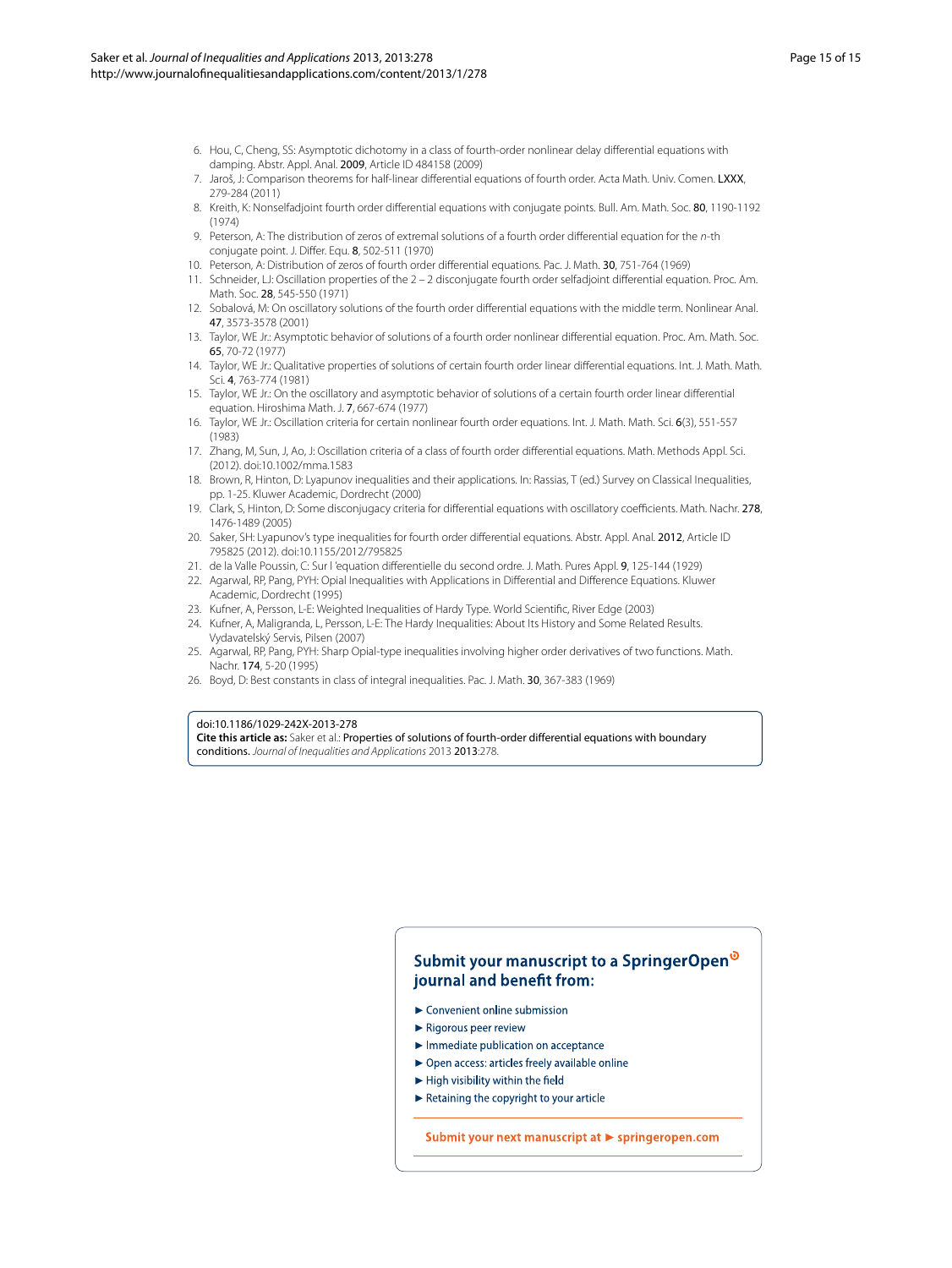6. Hou, C, Cheng, SS: Asymptotic dichotomy in a class of fourth-order nonlinear delay differential equations with damping. Abstr. Appl. Anal. **2009**, Article ID 484158 (2009)
7. Jaroš, J: Comparison theorems for half-linear differential equations of fourth order. Acta Math. Univ. Comen. **LXXX**, 279-284 (2011)
8. Kreith, K: Nonselfadjoint fourth order differential equations with conjugate points. Bull. Am. Math. Soc. **80**, 1190-1192 (1974)
9. Peterson, A: The distribution of zeros of extremal solutions of a fourth order differential equation for the $n$-th conjugate point. J. Differ. Equ. **8**, 502-511 (1970)
10. Peterson, A: Distribution of zeros of fourth order differential equations. Pac. J. Math. **30**, 751-764 (1969)
11. Schneider, LJ: Oscillation properties of the 2 – 2 disconjugate fourth order selfadjoint differential equation. Proc. Am. Math. Soc. **28**, 545-550 (1971)
12. Sobalová, M: On oscillatory solutions of the fourth order differential equations with the middle term. Nonlinear Anal. **47**, 3573-3578 (2001)
13. Taylor, WE Jr.: Asymptotic behavior of solutions of a fourth order nonlinear differential equation. Proc. Am. Math. Soc. **65**, 70-72 (1977)
14. Taylor, WE Jr.: Qualitative properties of solutions of certain fourth order linear differential equations. Int. J. Math. Math. Sci. **4**, 763-774 (1981)
15. Taylor, WE Jr.: On the oscillatory and asymptotic behavior of solutions of a certain fourth order linear differential equation. Hiroshima Math. J. **7**, 667-674 (1977)
16. Taylor, WE Jr.: Oscillation criteria for certain nonlinear fourth order equations. Int. J. Math. Math. Sci. **6**(3), 551-557 (1983)
17. Zhang, M, Sun, J, Ao, J: Oscillation criteria of a class of fourth order differential equations. Math. Methods Appl. Sci. (2012). doi:10.1002/mma.1583
18. Brown, R, Hinton, D: Lyapunov inequalities and their applications. In: Rassias, T (ed.) Survey on Classical Inequalities, pp. 1-25. Kluwer Academic, Dordrecht (2000)
19. Clark, S, Hinton, D: Some disconjugacy criteria for differential equations with oscillatory coefficients. Math. Nachr. **278**, 1476-1489 (2005)
20. Saker, SH: Lyapunov's type inequalities for fourth order differential equations. Abstr. Appl. Anal. **2012**, Article ID 795825 (2012). doi:10.1155/2012/795825
21. de la Valle Poussin, C: Sur l 'equation differentielle du second ordre. J. Math. Pures Appl. **9**, 125-144 (1929)
22. Agarwal, RP, Pang, PYH: Opial Inequalities with Applications in Differential and Difference Equations. Kluwer Academic, Dordrecht (1995)
23. Kufner, A, Persson, L-E: Weighted Inequalities of Hardy Type. World Scientific, River Edge (2003)
24. Kufner, A, Maligranda, L, Persson, L-E: The Hardy Inequalities: About Its History and Some Related Results. Vydavatelský Servis, Pilsen (2007)
25. Agarwal, RP, Pang, PYH: Sharp Opial-type inequalities involving higher order derivatives of two functions. Math. Nachr. **174**, 5-20 (1995)
26. Boyd, D: Best constants in class of integral inequalities. Pac. J. Math. **30**, 367-383 (1969)

doi:10.1186/1029-242X-2013-278
**Cite this article as:** Saker et al.: Properties of solutions of fourth-order differential equations with boundary conditions. *Journal of Inequalities and Applications* 2013 **2013**:278.

**Submit your manuscript to a SpringerOpen journal and benefit from:**

- ► Convenient online submission
- ► Rigorous peer review
- ► Immediate publication on acceptance
- ► Open access: articles freely available online
- ► High visibility within the field
- ► Retaining the copyright to your article

**Submit your next manuscript at ► springeropen.com**